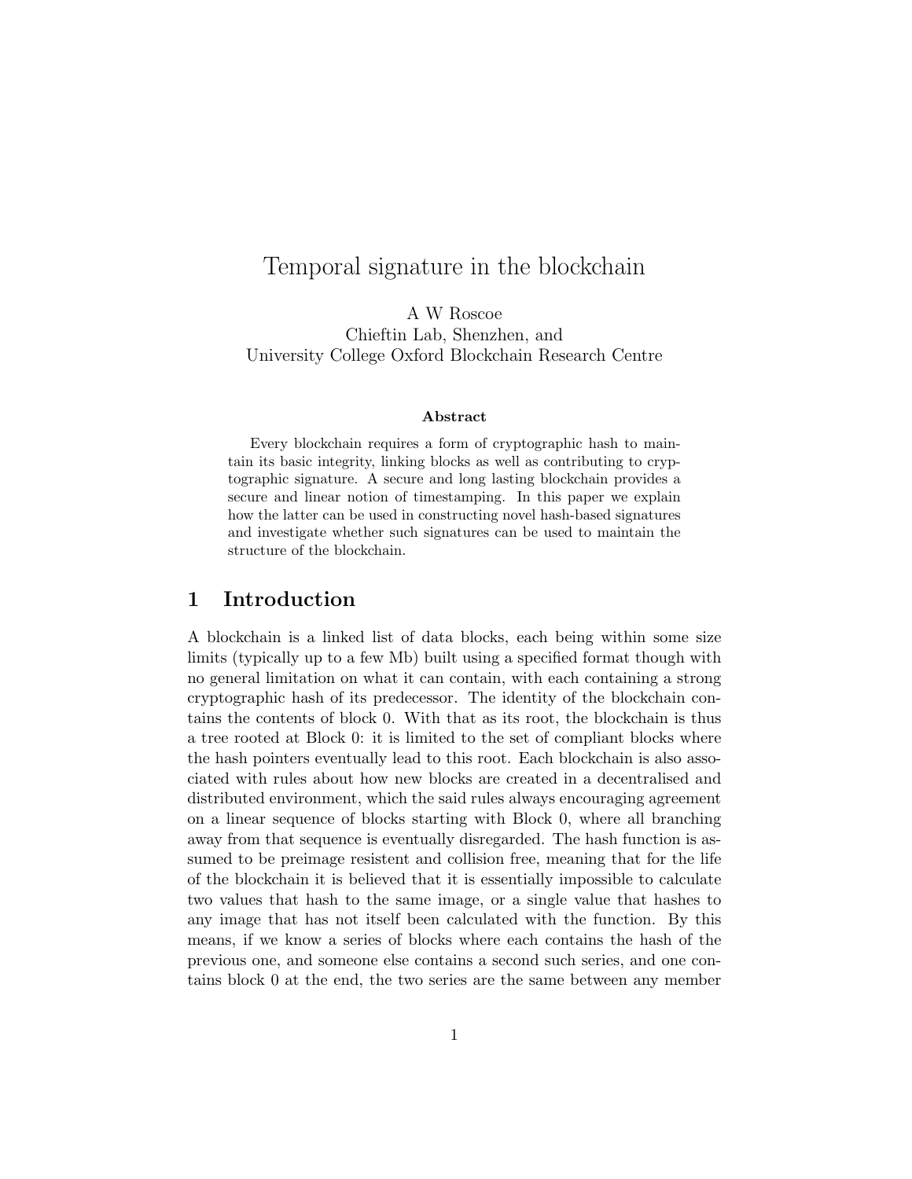# Temporal signature in the blockchain

A W Roscoe
Chieftin Lab, Shenzhen, and
University College Oxford Blockchain Research Centre

**Abstract**

Every blockchain requires a form of cryptographic hash to maintain its basic integrity, linking blocks as well as contributing to cryptographic signature. A secure and long lasting blockchain provides a secure and linear notion of timestamping. In this paper we explain how the latter can be used in constructing novel hash-based signatures and investigate whether such signatures can be used to maintain the structure of the blockchain.

## 1 Introduction

A blockchain is a linked list of data blocks, each being within some size limits (typically up to a few Mb) built using a specified format though with no general limitation on what it can contain, with each containing a strong cryptographic hash of its predecessor. The identity of the blockchain contains the contents of block 0. With that as its root, the blockchain is thus a tree rooted at Block 0: it is limited to the set of compliant blocks where the hash pointers eventually lead to this root. Each blockchain is also associated with rules about how new blocks are created in a decentralised and distributed environment, which the said rules always encouraging agreement on a linear sequence of blocks starting with Block 0, where all branching away from that sequence is eventually disregarded. The hash function is assumed to be preimage resistent and collision free, meaning that for the life of the blockchain it is believed that it is essentially impossible to calculate two values that hash to the same image, or a single value that hashes to any image that has not itself been calculated with the function. By this means, if we know a series of blocks where each contains the hash of the previous one, and someone else contains a second such series, and one contains block 0 at the end, the two series are the same between any member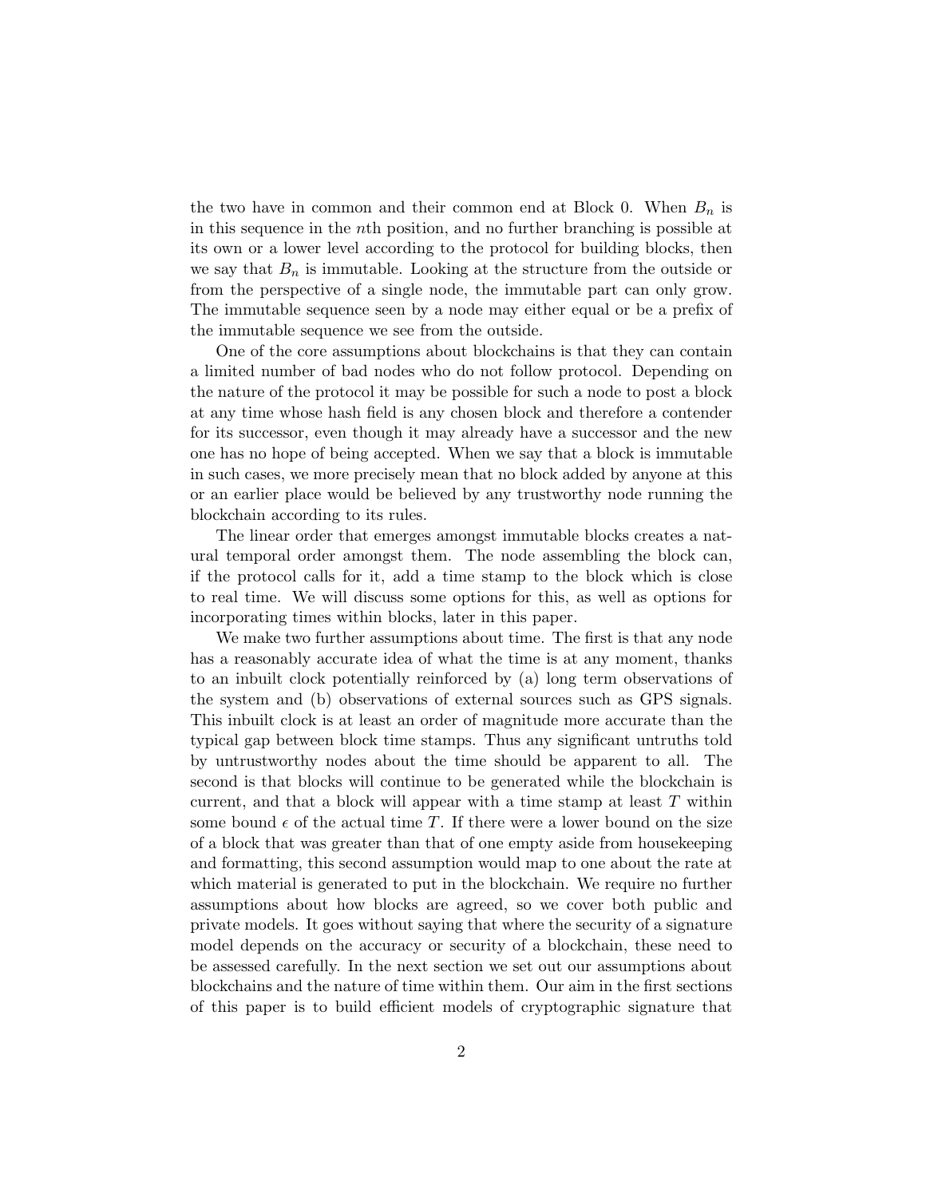the two have in common and their common end at Block 0. When $B_n$ is in this sequence in the $n$th position, and no further branching is possible at its own or a lower level according to the protocol for building blocks, then we say that $B_n$ is immutable. Looking at the structure from the outside or from the perspective of a single node, the immutable part can only grow. The immutable sequence seen by a node may either equal or be a prefix of the immutable sequence we see from the outside.

One of the core assumptions about blockchains is that they can contain a limited number of bad nodes who do not follow protocol. Depending on the nature of the protocol it may be possible for such a node to post a block at any time whose hash field is any chosen block and therefore a contender for its successor, even though it may already have a successor and the new one has no hope of being accepted. When we say that a block is immutable in such cases, we more precisely mean that no block added by anyone at this or an earlier place would be believed by any trustworthy node running the blockchain according to its rules.

The linear order that emerges amongst immutable blocks creates a natural temporal order amongst them. The node assembling the block can, if the protocol calls for it, add a time stamp to the block which is close to real time. We will discuss some options for this, as well as options for incorporating times within blocks, later in this paper.

We make two further assumptions about time. The first is that any node has a reasonably accurate idea of what the time is at any moment, thanks to an inbuilt clock potentially reinforced by (a) long term observations of the system and (b) observations of external sources such as GPS signals. This inbuilt clock is at least an order of magnitude more accurate than the typical gap between block time stamps. Thus any significant untruths told by untrustworthy nodes about the time should be apparent to all. The second is that blocks will continue to be generated while the blockchain is current, and that a block will appear with a time stamp at least $T$ within some bound $\epsilon$ of the actual time $T$. If there were a lower bound on the size of a block that was greater than that of one empty aside from housekeeping and formatting, this second assumption would map to one about the rate at which material is generated to put in the blockchain. We require no further assumptions about how blocks are agreed, so we cover both public and private models. It goes without saying that where the security of a signature model depends on the accuracy or security of a blockchain, these need to be assessed carefully. In the next section we set out our assumptions about blockchains and the nature of time within them. Our aim in the first sections of this paper is to build efficient models of cryptographic signature that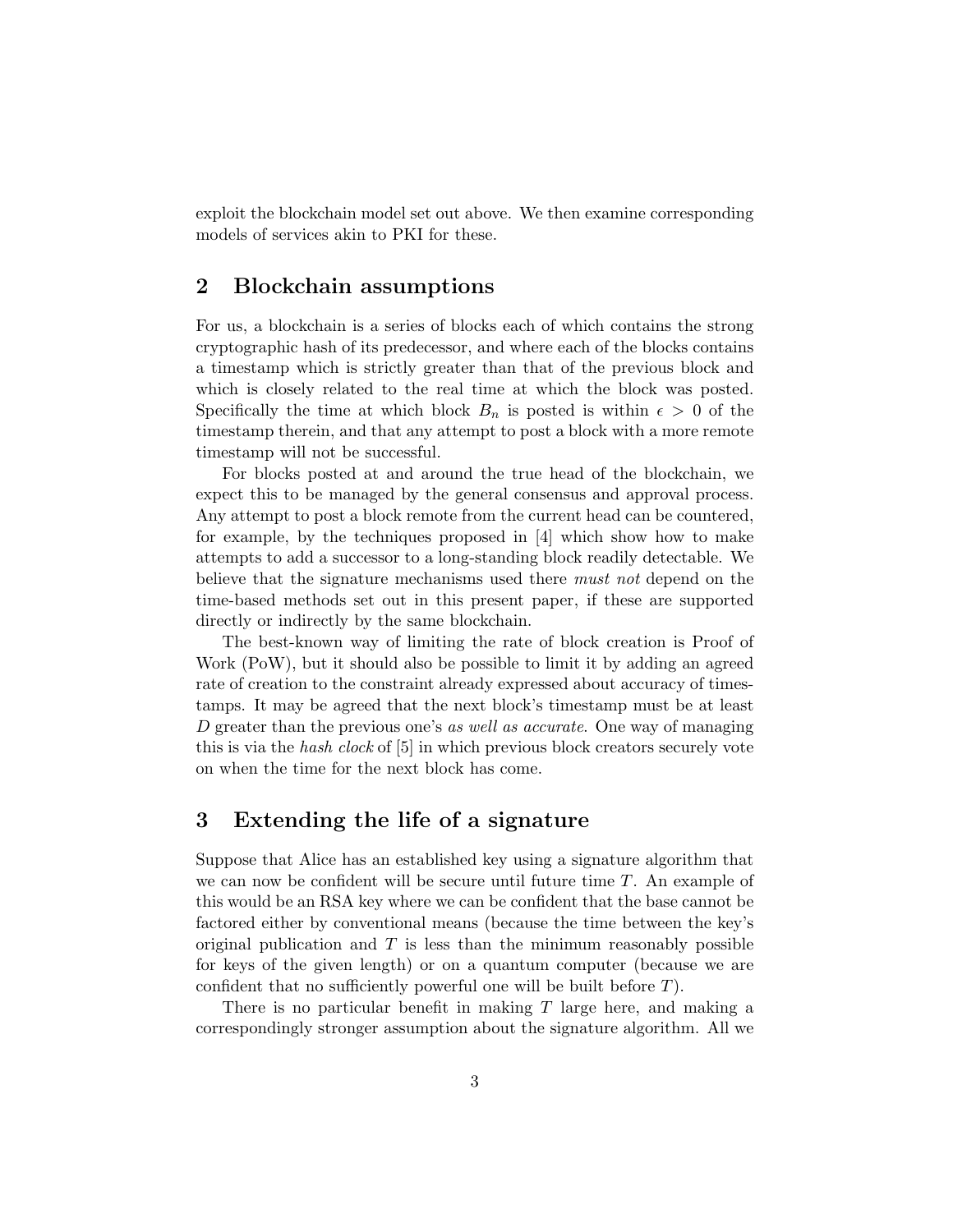exploit the blockchain model set out above. We then examine corresponding models of services akin to PKI for these.

## 2 Blockchain assumptions

For us, a blockchain is a series of blocks each of which contains the strong cryptographic hash of its predecessor, and where each of the blocks contains a timestamp which is strictly greater than that of the previous block and which is closely related to the real time at which the block was posted. Specifically the time at which block $B_n$ is posted is within $\epsilon > 0$ of the timestamp therein, and that any attempt to post a block with a more remote timestamp will not be successful.

For blocks posted at and around the true head of the blockchain, we expect this to be managed by the general consensus and approval process. Any attempt to post a block remote from the current head can be countered, for example, by the techniques proposed in [4] which show how to make attempts to add a successor to a long-standing block readily detectable. We believe that the signature mechanisms used there *must not* depend on the time-based methods set out in this present paper, if these are supported directly or indirectly by the same blockchain.

The best-known way of limiting the rate of block creation is Proof of Work (PoW), but it should also be possible to limit it by adding an agreed rate of creation to the constraint already expressed about accuracy of timestamps. It may be agreed that the next block's timestamp must be at least $D$ greater than the previous one's *as well as accurate*. One way of managing this is via the *hash clock* of [5] in which previous block creators securely vote on when the time for the next block has come.

## 3 Extending the life of a signature

Suppose that Alice has an established key using a signature algorithm that we can now be confident will be secure until future time $T$. An example of this would be an RSA key where we can be confident that the base cannot be factored either by conventional means (because the time between the key's original publication and $T$ is less than the minimum reasonably possible for keys of the given length) or on a quantum computer (because we are confident that no sufficiently powerful one will be built before $T$).

There is no particular benefit in making $T$ large here, and making a correspondingly stronger assumption about the signature algorithm. All we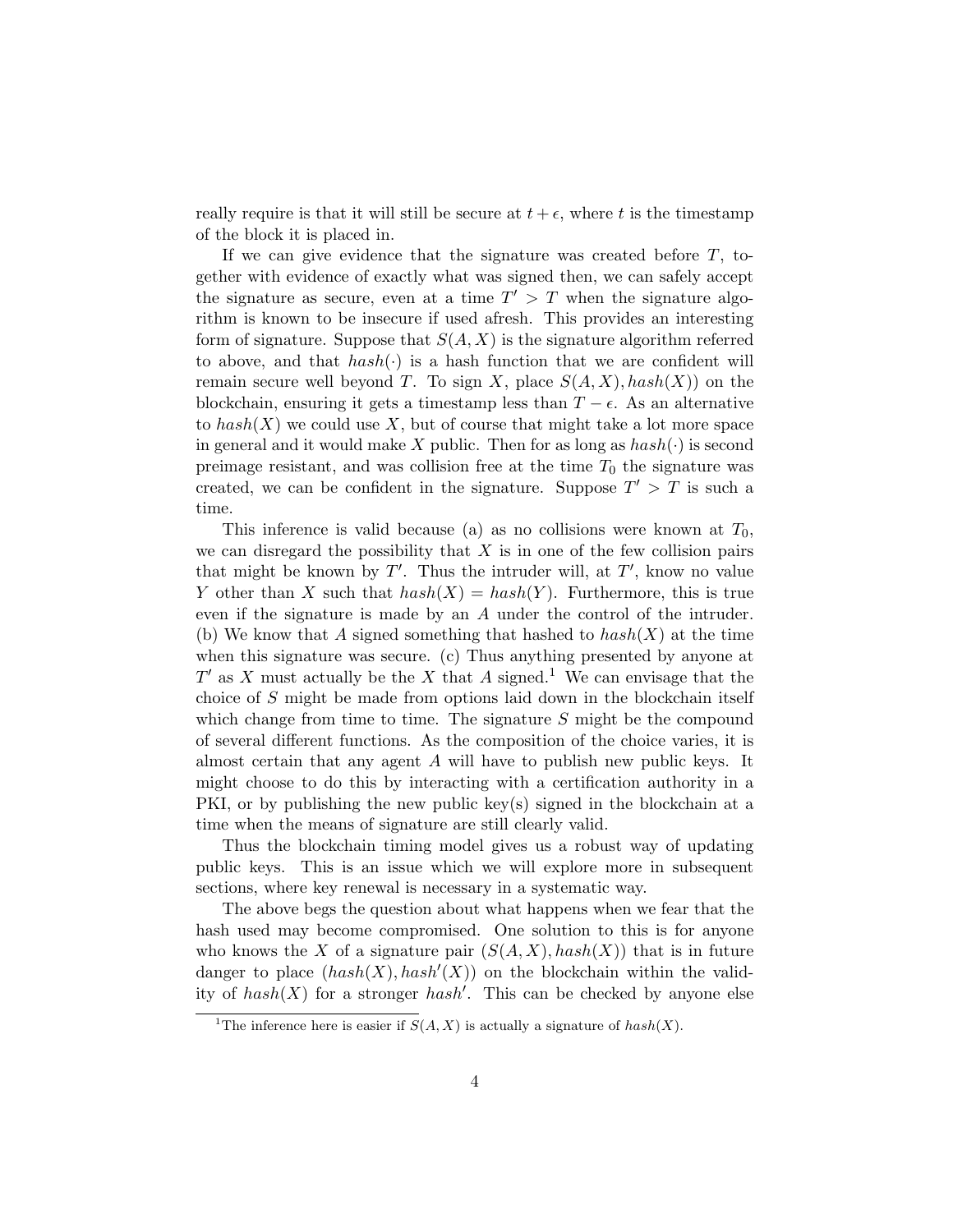really require is that it will still be secure at $t + \epsilon$, where $t$ is the timestamp of the block it is placed in.

If we can give evidence that the signature was created before $T$, together with evidence of exactly what was signed then, we can safely accept the signature as secure, even at a time $T' > T$ when the signature algorithm is known to be insecure if used afresh. This provides an interesting form of signature. Suppose that $S(A, X)$ is the signature algorithm referred to above, and that $hash(\cdot)$ is a hash function that we are confident will remain secure well beyond $T$. To sign $X$, place $S(A, X), hash(X))$ on the blockchain, ensuring it gets a timestamp less than $T - \epsilon$. As an alternative to $hash(X)$ we could use $X$, but of course that might take a lot more space in general and it would make $X$ public. Then for as long as $hash(\cdot)$ is second preimage resistant, and was collision free at the time $T_0$ the signature was created, we can be confident in the signature. Suppose $T' > T$ is such a time.

This inference is valid because (a) as no collisions were known at $T_0$, we can disregard the possibility that $X$ is in one of the few collision pairs that might be known by $T'$. Thus the intruder will, at $T'$, know no value $Y$ other than $X$ such that $hash(X) = hash(Y)$. Furthermore, this is true even if the signature is made by an $A$ under the control of the intruder. (b) We know that $A$ signed something that hashed to $hash(X)$ at the time when this signature was secure. (c) Thus anything presented by anyone at $T'$ as $X$ must actually be the $X$ that $A$ signed.[1] We can envisage that the choice of $S$ might be made from options laid down in the blockchain itself which change from time to time. The signature $S$ might be the compound of several different functions. As the composition of the choice varies, it is almost certain that any agent $A$ will have to publish new public keys. It might choose to do this by interacting with a certification authority in a PKI, or by publishing the new public key(s) signed in the blockchain at a time when the means of signature are still clearly valid.

Thus the blockchain timing model gives us a robust way of updating public keys. This is an issue which we will explore more in subsequent sections, where key renewal is necessary in a systematic way.

The above begs the question about what happens when we fear that the hash used may become compromised. One solution to this is for anyone who knows the $X$ of a signature pair $(S(A, X), hash(X))$ that is in future danger to place $(hash(X), hash'(X))$ on the blockchain within the validity of $hash(X)$ for a stronger $hash'$. This can be checked by anyone else

[1] The inference here is easier if $S(A, X)$ is actually a signature of $hash(X)$.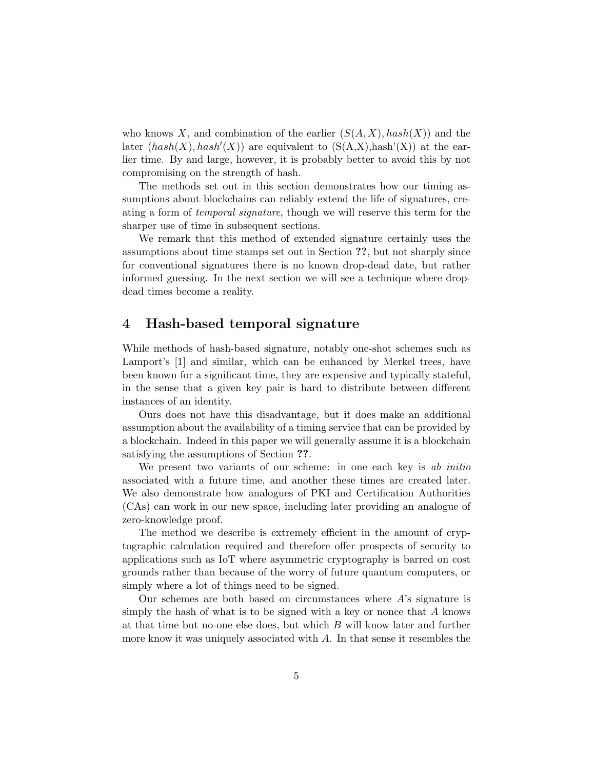who knows $X$, and combination of the earlier $(S(A, X), hash(X))$ and the later $(hash(X), hash'(X))$ are equivalent to (S(A,X),hash'(X)) at the earlier time. By and large, however, it is probably better to avoid this by not compromising on the strength of hash.

The methods set out in this section demonstrates how our timing assumptions about blockchains can reliably extend the life of signatures, creating a form of *temporal signature*, though we will reserve this term for the sharper use of time in subsequent sections.

We remark that this method of extended signature certainly uses the assumptions about time stamps set out in Section **??**, but not sharply since for conventional signatures there is no known drop-dead date, but rather informed guessing. In the next section we will see a technique where drop-dead times become a reality.

## 4 Hash-based temporal signature

While methods of hash-based signature, notably one-shot schemes such as Lamport's [1] and similar, which can be enhanced by Merkel trees, have been known for a significant time, they are expensive and typically stateful, in the sense that a given key pair is hard to distribute between different instances of an identity.

Ours does not have this disadvantage, but it does make an additional assumption about the availability of a timing service that can be provided by a blockchain. Indeed in this paper we will generally assume it is a blockchain satisfying the assumptions of Section **??**.

We present two variants of our scheme: in one each key is *ab initio* associated with a future time, and another these times are created later. We also demonstrate how analogues of PKI and Certification Authorities (CAs) can work in our new space, including later providing an analogue of zero-knowledge proof.

The method we describe is extremely efficient in the amount of cryptographic calculation required and therefore offer prospects of security to applications such as IoT where asymmetric cryptography is barred on cost grounds rather than because of the worry of future quantum computers, or simply where a lot of things need to be signed.

Our schemes are both based on circumstances where $A$'s signature is simply the hash of what is to be signed with a key or nonce that $A$ knows at that time but no-one else does, but which $B$ will know later and further more know it was uniquely associated with $A$. In that sense it resembles the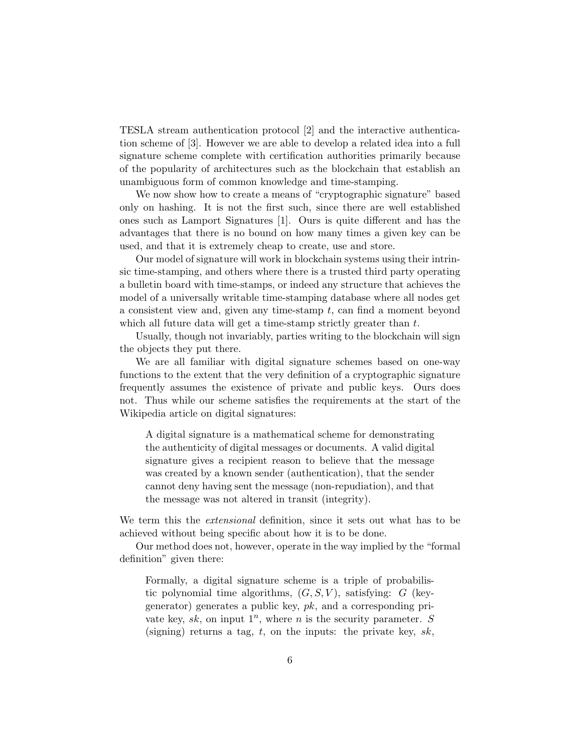TESLA stream authentication protocol [2] and the interactive authentication scheme of [3]. However we are able to develop a related idea into a full signature scheme complete with certification authorities primarily because of the popularity of architectures such as the blockchain that establish an unambiguous form of common knowledge and time-stamping.

We now show how to create a means of "cryptographic signature" based only on hashing. It is not the first such, since there are well established ones such as Lamport Signatures [1]. Ours is quite different and has the advantages that there is no bound on how many times a given key can be used, and that it is extremely cheap to create, use and store.

Our model of signature will work in blockchain systems using their intrinsic time-stamping, and others where there is a trusted third party operating a bulletin board with time-stamps, or indeed any structure that achieves the model of a universally writable time-stamping database where all nodes get a consistent view and, given any time-stamp $t$, can find a moment beyond which all future data will get a time-stamp strictly greater than $t$.

Usually, though not invariably, parties writing to the blockchain will sign the objects they put there.

We are all familiar with digital signature schemes based on one-way functions to the extent that the very definition of a cryptographic signature frequently assumes the existence of private and public keys. Ours does not. Thus while our scheme satisfies the requirements at the start of the Wikipedia article on digital signatures:

> A digital signature is a mathematical scheme for demonstrating the authenticity of digital messages or documents. A valid digital signature gives a recipient reason to believe that the message was created by a known sender (authentication), that the sender cannot deny having sent the message (non-repudiation), and that the message was not altered in transit (integrity).

We term this the *extensional* definition, since it sets out what has to be achieved without being specific about how it is to be done.

Our method does not, however, operate in the way implied by the "formal definition" given there:

> Formally, a digital signature scheme is a triple of probabilistic polynomial time algorithms, $(G, S, V)$, satisfying: $G$ (key-generator) generates a public key, $pk$, and a corresponding private key, $sk$, on input $1^n$, where $n$ is the security parameter. $S$ (signing) returns a tag, $t$, on the inputs: the private key, $sk$,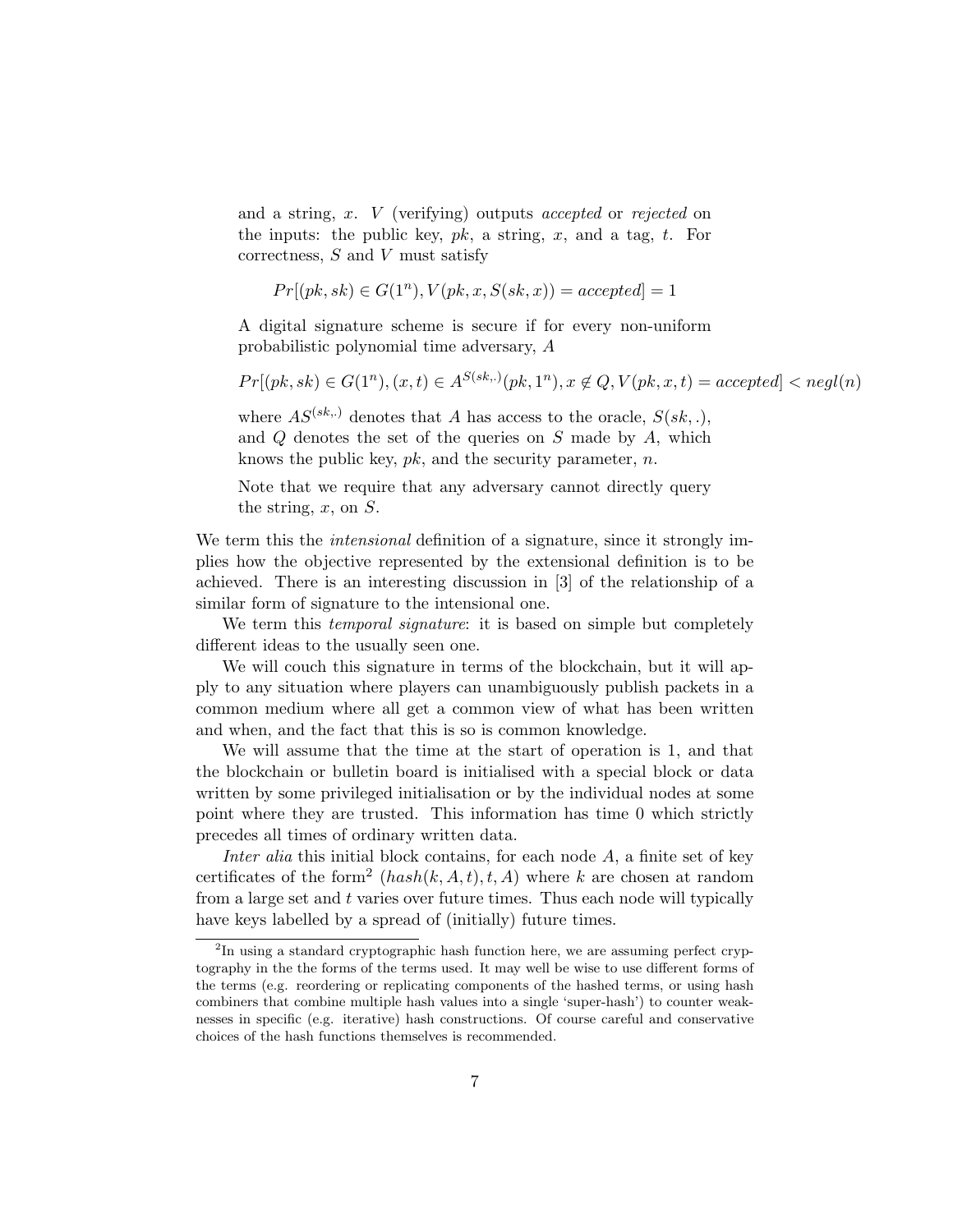and a string, $x$. $V$ (verifying) outputs *accepted* or *rejected* on the inputs: the public key, $pk$, a string, $x$, and a tag, $t$. For correctness, $S$ and $V$ must satisfy

$$Pr[(pk, sk) \in G(1^n), V(pk, x, S(sk, x)) = accepted] = 1$$

A digital signature scheme is secure if for every non-uniform probabilistic polynomial time adversary, $A$

$$Pr[(pk, sk) \in G(1^n), (x, t) \in A^{S(sk,.)}(pk, 1^n), x \notin Q, V(pk, x, t) = accepted] < negl(n)$$

where $AS^{(sk,.)}$ denotes that $A$ has access to the oracle, $S(sk, .)$, and $Q$ denotes the set of the queries on $S$ made by $A$, which knows the public key, $pk$, and the security parameter, $n$.

Note that we require that any adversary cannot directly query the string, $x$, on $S$.

We term this the *intensional* definition of a signature, since it strongly implies how the objective represented by the extensional definition is to be achieved. There is an interesting discussion in [3] of the relationship of a similar form of signature to the intensional one.

We term this *temporal signature*: it is based on simple but completely different ideas to the usually seen one.

We will couch this signature in terms of the blockchain, but it will apply to any situation where players can unambiguously publish packets in a common medium where all get a common view of what has been written and when, and the fact that this is so is common knowledge.

We will assume that the time at the start of operation is 1, and that the blockchain or bulletin board is initialised with a special block or data written by some privileged initialisation or by the individual nodes at some point where they are trusted. This information has time 0 which strictly precedes all times of ordinary written data.

*Inter alia* this initial block contains, for each node $A$, a finite set of key certificates of the form[2] $(hash(k, A, t), t, A)$ where $k$ are chosen at random from a large set and $t$ varies over future times. Thus each node will typically have keys labelled by a spread of (initially) future times.

[2] In using a standard cryptographic hash function here, we are assuming perfect cryptography in the the forms of the terms used. It may well be wise to use different forms of the terms (e.g. reordering or replicating components of the hashed terms, or using hash combiners that combine multiple hash values into a single 'super-hash') to counter weaknesses in specific (e.g. iterative) hash constructions. Of course careful and conservative choices of the hash functions themselves is recommended.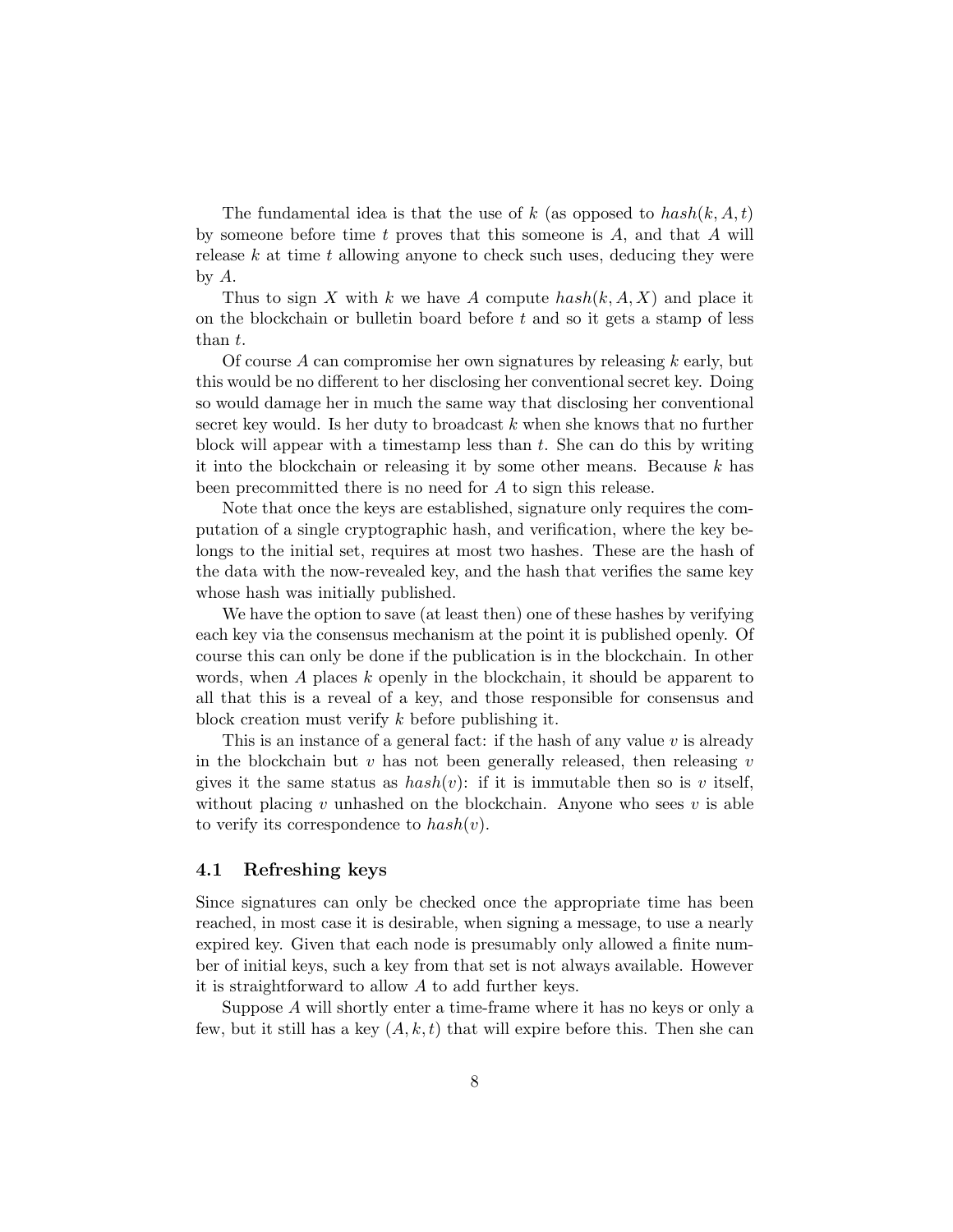The fundamental idea is that the use of $k$ (as opposed to $hash(k, A, t)$ by someone before time $t$ proves that this someone is $A$, and that $A$ will release $k$ at time $t$ allowing anyone to check such uses, deducing they were by $A$.

Thus to sign $X$ with $k$ we have $A$ compute $hash(k, A, X)$ and place it on the blockchain or bulletin board before $t$ and so it gets a stamp of less than $t$.

Of course $A$ can compromise her own signatures by releasing $k$ early, but this would be no different to her disclosing her conventional secret key. Doing so would damage her in much the same way that disclosing her conventional secret key would. Is her duty to broadcast $k$ when she knows that no further block will appear with a timestamp less than $t$. She can do this by writing it into the blockchain or releasing it by some other means. Because $k$ has been precommitted there is no need for $A$ to sign this release.

Note that once the keys are established, signature only requires the computation of a single cryptographic hash, and verification, where the key belongs to the initial set, requires at most two hashes. These are the hash of the data with the now-revealed key, and the hash that verifies the same key whose hash was initially published.

We have the option to save (at least then) one of these hashes by verifying each key via the consensus mechanism at the point it is published openly. Of course this can only be done if the publication is in the blockchain. In other words, when $A$ places $k$ openly in the blockchain, it should be apparent to all that this is a reveal of a key, and those responsible for consensus and block creation must verify $k$ before publishing it.

This is an instance of a general fact: if the hash of any value $v$ is already in the blockchain but $v$ has not been generally released, then releasing $v$ gives it the same status as $hash(v)$: if it is immutable then so is $v$ itself, without placing $v$ unhashed on the blockchain. Anyone who sees $v$ is able to verify its correspondence to $hash(v)$.

### 4.1 Refreshing keys

Since signatures can only be checked once the appropriate time has been reached, in most case it is desirable, when signing a message, to use a nearly expired key. Given that each node is presumably only allowed a finite number of initial keys, such a key from that set is not always available. However it is straightforward to allow $A$ to add further keys.

Suppose $A$ will shortly enter a time-frame where it has no keys or only a few, but it still has a key $(A, k, t)$ that will expire before this. Then she can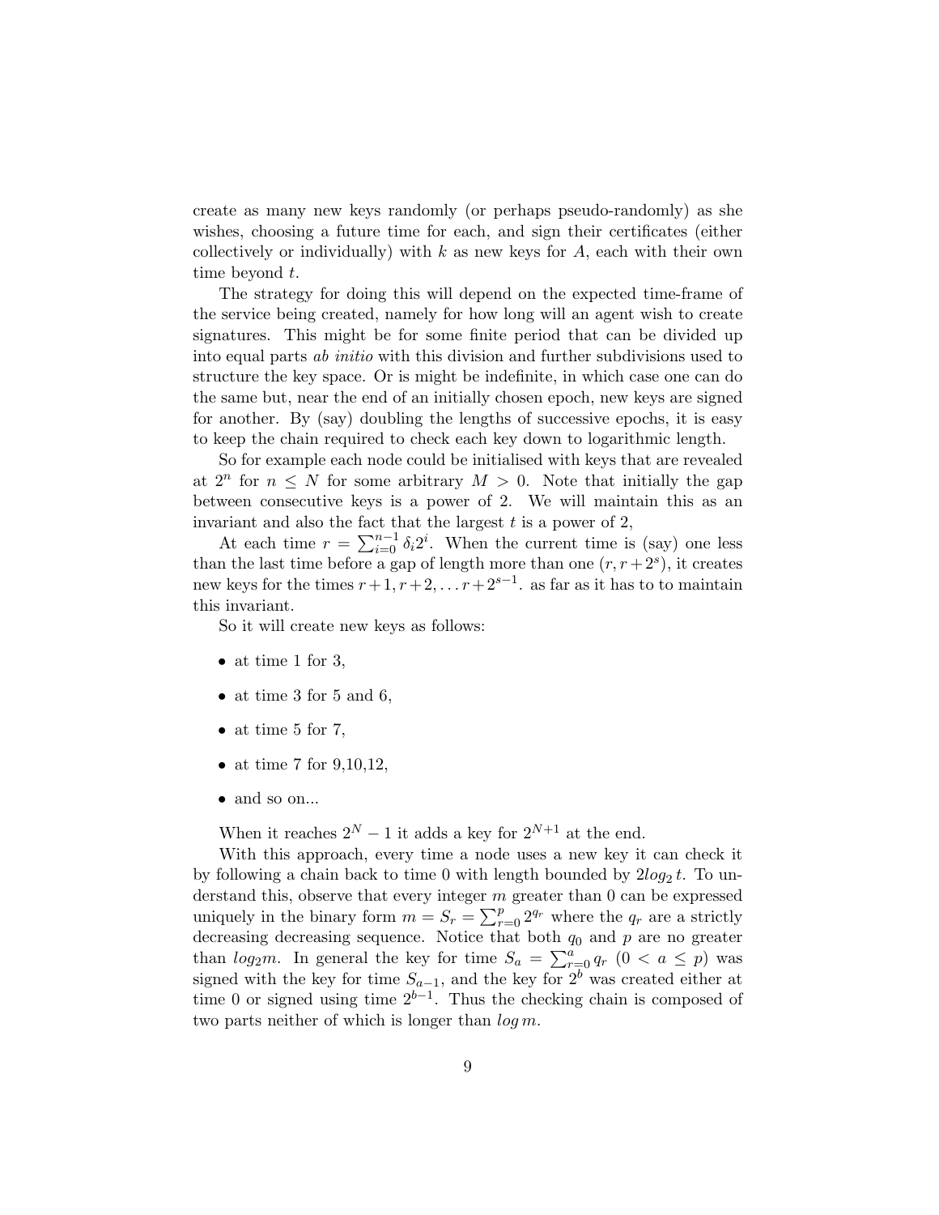create as many new keys randomly (or perhaps pseudo-randomly) as she wishes, choosing a future time for each, and sign their certificates (either collectively or individually) with $k$ as new keys for $A$, each with their own time beyond $t$.

The strategy for doing this will depend on the expected time-frame of the service being created, namely for how long will an agent wish to create signatures. This might be for some finite period that can be divided up into equal parts *ab initio* with this division and further subdivisions used to structure the key space. Or is might be indefinite, in which case one can do the same but, near the end of an initially chosen epoch, new keys are signed for another. By (say) doubling the lengths of successive epochs, it is easy to keep the chain required to check each key down to logarithmic length.

So for example each node could be initialised with keys that are revealed at $2^n$ for $n \leq N$ for some arbitrary $M > 0$. Note that initially the gap between consecutive keys is a power of 2. We will maintain this as an invariant and also the fact that the largest $t$ is a power of 2,

At each time $r = \sum_{i=0}^{n-1} \delta_i 2^i$. When the current time is (say) one less than the last time before a gap of length more than one $(r, r + 2^s)$, it creates new keys for the times $r+1, r+2, \ldots r+2^{s-1}$. as far as it has to to maintain this invariant.

So it will create new keys as follows:

- at time 1 for 3,
- at time 3 for 5 and 6,
- at time 5 for 7,
- at time 7 for 9,10,12,
- and so on...

When it reaches $2^N - 1$ it adds a key for $2^{N+1}$ at the end.

With this approach, every time a node uses a new key it can check it by following a chain back to time 0 with length bounded by $2log_2 t$. To understand this, observe that every integer $m$ greater than 0 can be expressed uniquely in the binary form $m = S_r = \sum_{r=0}^{p} 2^{q_r}$ where the $q_r$ are a strictly decreasing decreasing sequence. Notice that both $q_0$ and $p$ are no greater than $log_2 m$. In general the key for time $S_a = \sum_{r=0}^{a} q_r$ $(0 < a \leq p)$ was signed with the key for time $S_{a-1}$, and the key for $2^b$ was created either at time 0 or signed using time $2^{b-1}$. Thus the checking chain is composed of two parts neither of which is longer than $log\, m$.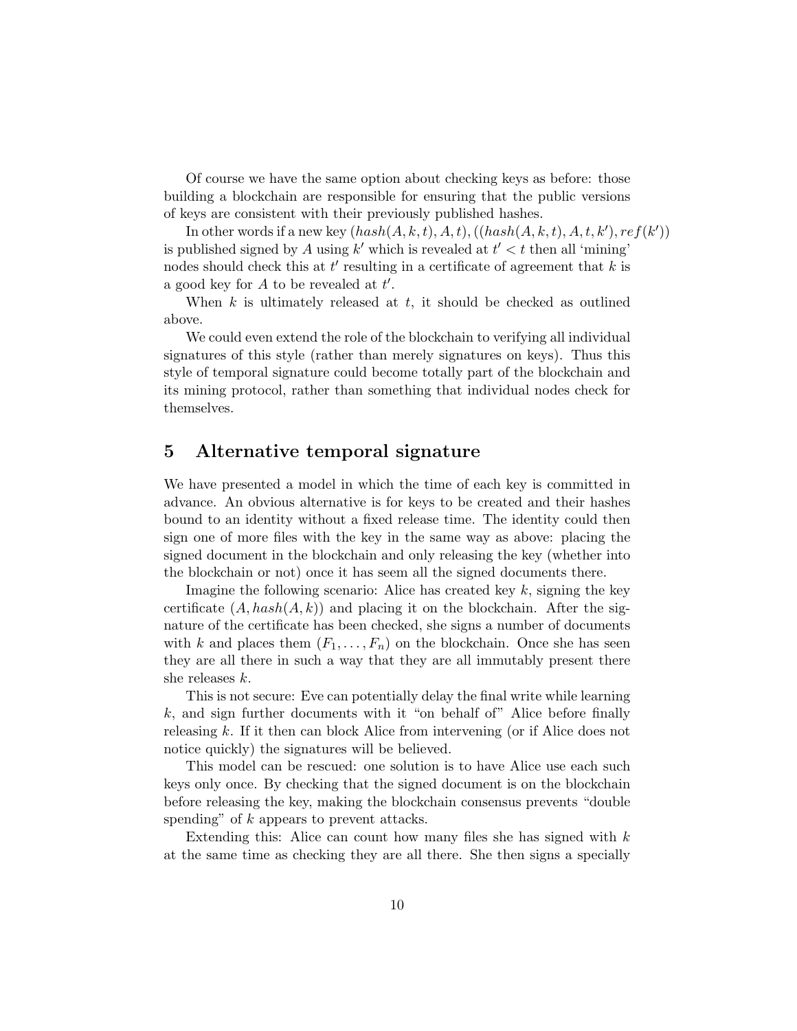Of course we have the same option about checking keys as before: those building a blockchain are responsible for ensuring that the public versions of keys are consistent with their previously published hashes.

In other words if a new key $(hash(A, k, t), A, t), ((hash(A, k, t), A, t, k'), ref(k'))$ is published signed by $A$ using $k'$ which is revealed at $t' < t$ then all 'mining' nodes should check this at $t'$ resulting in a certificate of agreement that $k$ is a good key for $A$ to be revealed at $t'$.

When $k$ is ultimately released at $t$, it should be checked as outlined above.

We could even extend the role of the blockchain to verifying all individual signatures of this style (rather than merely signatures on keys). Thus this style of temporal signature could become totally part of the blockchain and its mining protocol, rather than something that individual nodes check for themselves.

## 5 Alternative temporal signature

We have presented a model in which the time of each key is committed in advance. An obvious alternative is for keys to be created and their hashes bound to an identity without a fixed release time. The identity could then sign one of more files with the key in the same way as above: placing the signed document in the blockchain and only releasing the key (whether into the blockchain or not) once it has seem all the signed documents there.

Imagine the following scenario: Alice has created key $k$, signing the key certificate $(A, hash(A, k))$ and placing it on the blockchain. After the signature of the certificate has been checked, she signs a number of documents with $k$ and places them $(F_1, \ldots, F_n)$ on the blockchain. Once she has seen they are all there in such a way that they are all immutably present there she releases $k$.

This is not secure: Eve can potentially delay the final write while learning $k$, and sign further documents with it "on behalf of" Alice before finally releasing $k$. If it then can block Alice from intervening (or if Alice does not notice quickly) the signatures will be believed.

This model can be rescued: one solution is to have Alice use each such keys only once. By checking that the signed document is on the blockchain before releasing the key, making the blockchain consensus prevents "double spending" of $k$ appears to prevent attacks.

Extending this: Alice can count how many files she has signed with $k$ at the same time as checking they are all there. She then signs a specially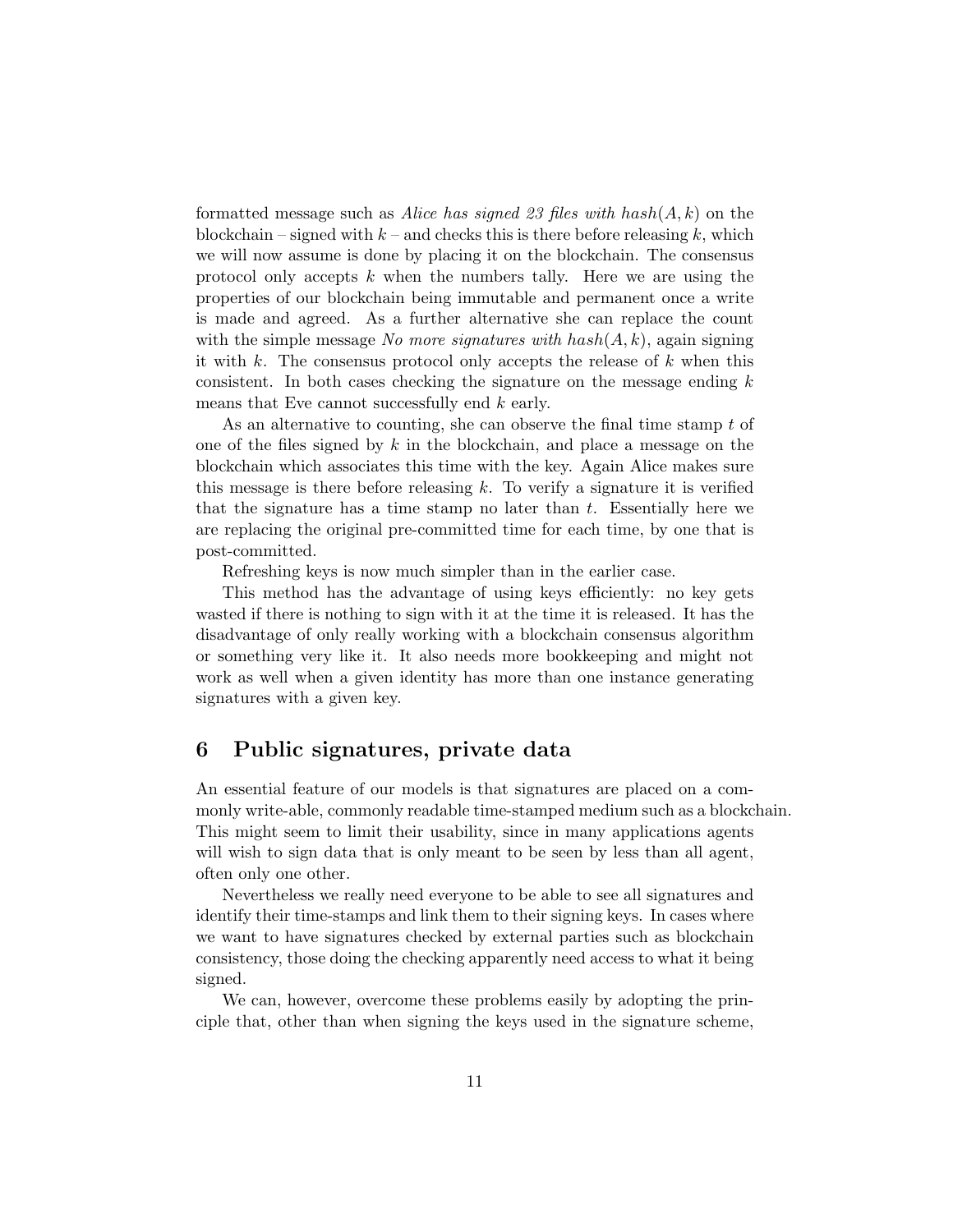formatted message such as *Alice has signed 23 files with* $hash(A, k)$ on the blockchain – signed with $k$ – and checks this is there before releasing $k$, which we will now assume is done by placing it on the blockchain. The consensus protocol only accepts $k$ when the numbers tally. Here we are using the properties of our blockchain being immutable and permanent once a write is made and agreed. As a further alternative she can replace the count with the simple message *No more signatures with* $hash(A, k)$, again signing it with $k$. The consensus protocol only accepts the release of $k$ when this consistent. In both cases checking the signature on the message ending $k$ means that Eve cannot successfully end $k$ early.

As an alternative to counting, she can observe the final time stamp $t$ of one of the files signed by $k$ in the blockchain, and place a message on the blockchain which associates this time with the key. Again Alice makes sure this message is there before releasing $k$. To verify a signature it is verified that the signature has a time stamp no later than $t$. Essentially here we are replacing the original pre-committed time for each time, by one that is post-committed.

Refreshing keys is now much simpler than in the earlier case.

This method has the advantage of using keys efficiently: no key gets wasted if there is nothing to sign with it at the time it is released. It has the disadvantage of only really working with a blockchain consensus algorithm or something very like it. It also needs more bookkeeping and might not work as well when a given identity has more than one instance generating signatures with a given key.

## 6 Public signatures, private data

An essential feature of our models is that signatures are placed on a commonly write-able, commonly readable time-stamped medium such as a blockchain. This might seem to limit their usability, since in many applications agents will wish to sign data that is only meant to be seen by less than all agent, often only one other.

Nevertheless we really need everyone to be able to see all signatures and identify their time-stamps and link them to their signing keys. In cases where we want to have signatures checked by external parties such as blockchain consistency, those doing the checking apparently need access to what it being signed.

We can, however, overcome these problems easily by adopting the principle that, other than when signing the keys used in the signature scheme,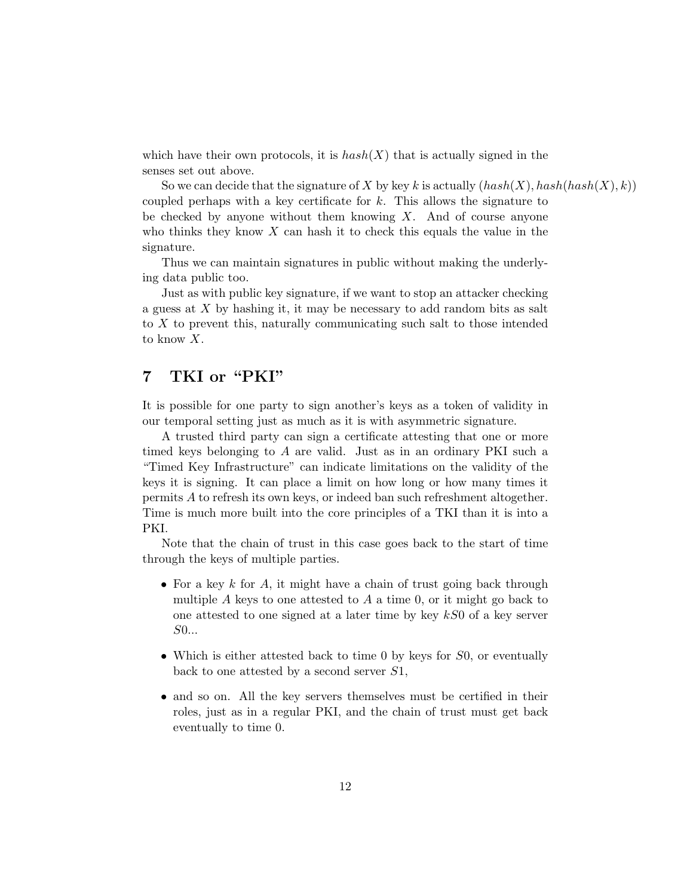which have their own protocols, it is $hash(X)$ that is actually signed in the senses set out above.

So we can decide that the signature of $X$ by key $k$ is actually $(hash(X), hash(hash(X), k))$ coupled perhaps with a key certificate for $k$. This allows the signature to be checked by anyone without them knowing $X$. And of course anyone who thinks they know $X$ can hash it to check this equals the value in the signature.

Thus we can maintain signatures in public without making the underlying data public too.

Just as with public key signature, if we want to stop an attacker checking a guess at $X$ by hashing it, it may be necessary to add random bits as salt to $X$ to prevent this, naturally communicating such salt to those intended to know $X$.

## 7 TKI or "PKI"

It is possible for one party to sign another's keys as a token of validity in our temporal setting just as much as it is with asymmetric signature.

A trusted third party can sign a certificate attesting that one or more timed keys belonging to $A$ are valid. Just as in an ordinary PKI such a "Timed Key Infrastructure" can indicate limitations on the validity of the keys it is signing. It can place a limit on how long or how many times it permits $A$ to refresh its own keys, or indeed ban such refreshment altogether. Time is much more built into the core principles of a TKI than it is into a PKI.

Note that the chain of trust in this case goes back to the start of time through the keys of multiple parties.

- For a key $k$ for $A$, it might have a chain of trust going back through multiple $A$ keys to one attested to $A$ a time 0, or it might go back to one attested to one signed at a later time by key $kS0$ of a key server $S0$...
- Which is either attested back to time 0 by keys for $S0$, or eventually back to one attested by a second server $S1$,
- and so on. All the key servers themselves must be certified in their roles, just as in a regular PKI, and the chain of trust must get back eventually to time 0.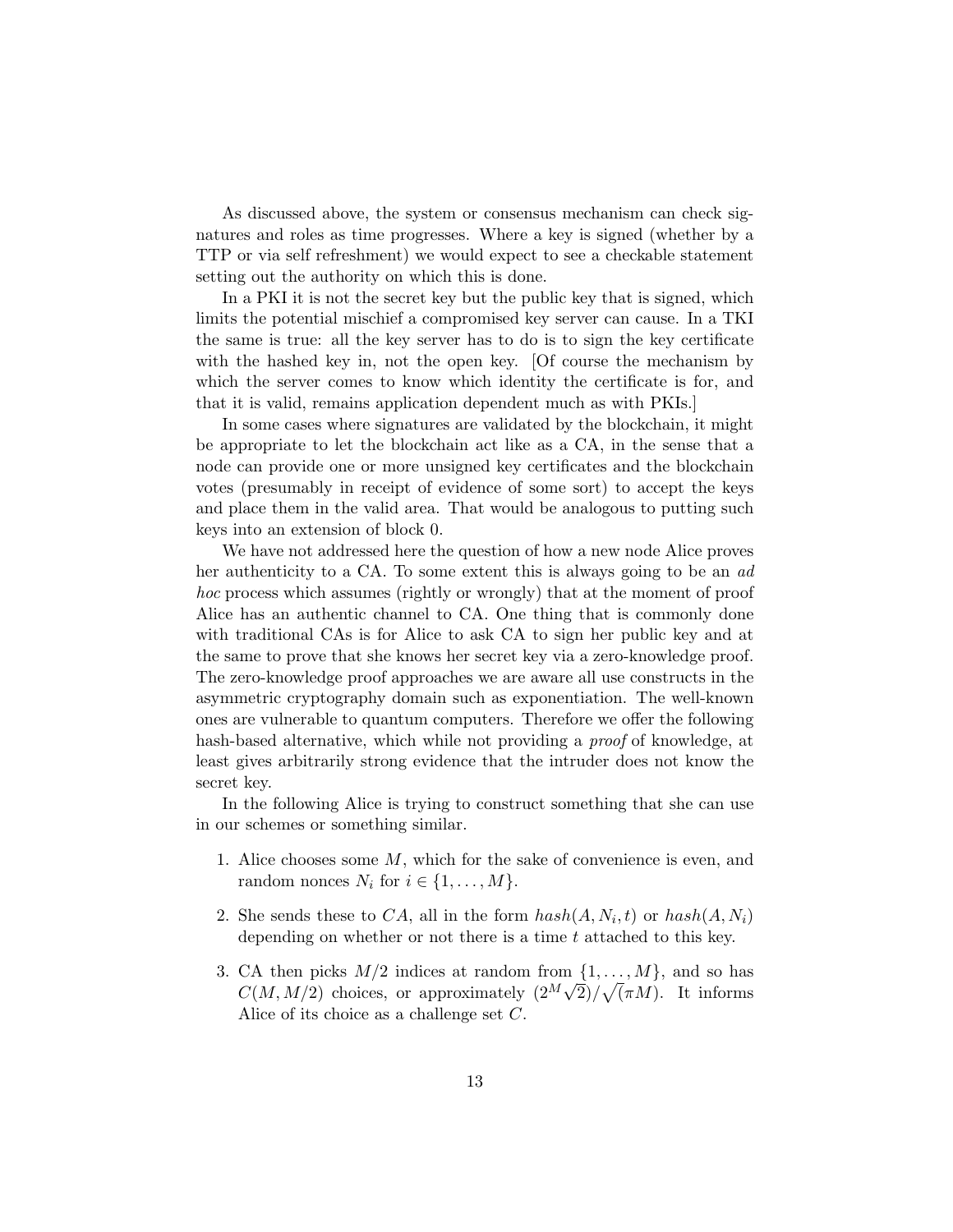As discussed above, the system or consensus mechanism can check signatures and roles as time progresses. Where a key is signed (whether by a TTP or via self refreshment) we would expect to see a checkable statement setting out the authority on which this is done.

In a PKI it is not the secret key but the public key that is signed, which limits the potential mischief a compromised key server can cause. In a TKI the same is true: all the key server has to do is to sign the key certificate with the hashed key in, not the open key. [Of course the mechanism by which the server comes to know which identity the certificate is for, and that it is valid, remains application dependent much as with PKIs.]

In some cases where signatures are validated by the blockchain, it might be appropriate to let the blockchain act like as a CA, in the sense that a node can provide one or more unsigned key certificates and the blockchain votes (presumably in receipt of evidence of some sort) to accept the keys and place them in the valid area. That would be analogous to putting such keys into an extension of block 0.

We have not addressed here the question of how a new node Alice proves her authenticity to a CA. To some extent this is always going to be an *ad hoc* process which assumes (rightly or wrongly) that at the moment of proof Alice has an authentic channel to CA. One thing that is commonly done with traditional CAs is for Alice to ask CA to sign her public key and at the same to prove that she knows her secret key via a zero-knowledge proof. The zero-knowledge proof approaches we are aware all use constructs in the asymmetric cryptography domain such as exponentiation. The well-known ones are vulnerable to quantum computers. Therefore we offer the following hash-based alternative, which while not providing a *proof* of knowledge, at least gives arbitrarily strong evidence that the intruder does not know the secret key.

In the following Alice is trying to construct something that she can use in our schemes or something similar.

1. Alice chooses some $M$, which for the sake of convenience is even, and random nonces $N_i$ for $i \in \{1, \ldots, M\}$.
2. She sends these to $CA$, all in the form $hash(A, N_i, t)$ or $hash(A, N_i)$ depending on whether or not there is a time $t$ attached to this key.
3. CA then picks $M/2$ indices at random from $\{1, \ldots, M\}$, and so has $C(M, M/2)$ choices, or approximately $(2^M \sqrt{2})/\sqrt{(\pi M)}$. It informs Alice of its choice as a challenge set $C$.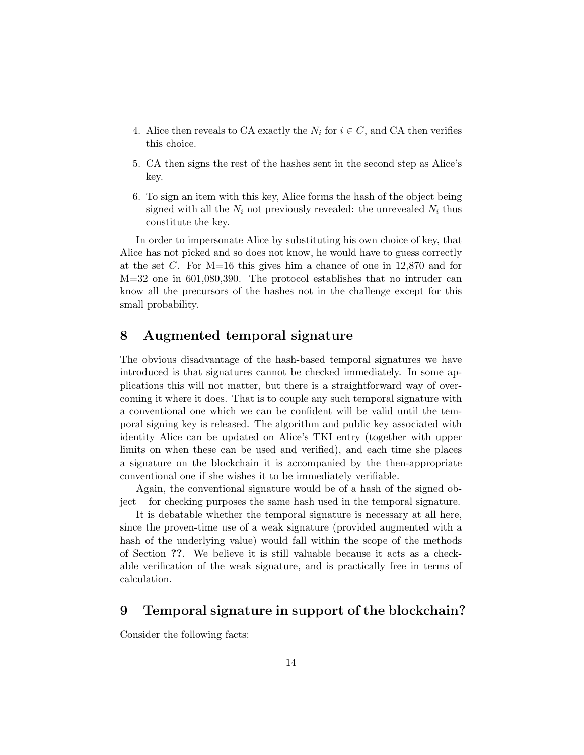4. Alice then reveals to CA exactly the $N_i$ for $i \in C$, and CA then verifies this choice.

5. CA then signs the rest of the hashes sent in the second step as Alice's key.

6. To sign an item with this key, Alice forms the hash of the object being signed with all the $N_i$ not previously revealed: the unrevealed $N_i$ thus constitute the key.

In order to impersonate Alice by substituting his own choice of key, that Alice has not picked and so does not know, he would have to guess correctly at the set $C$. For M=16 this gives him a chance of one in 12,870 and for M=32 one in 601,080,390. The protocol establishes that no intruder can know all the precursors of the hashes not in the challenge except for this small probability.

## 8 Augmented temporal signature

The obvious disadvantage of the hash-based temporal signatures we have introduced is that signatures cannot be checked immediately. In some applications this will not matter, but there is a straightforward way of overcoming it where it does. That is to couple any such temporal signature with a conventional one which we can be confident will be valid until the temporal signing key is released. The algorithm and public key associated with identity Alice can be updated on Alice's TKI entry (together with upper limits on when these can be used and verified), and each time she places a signature on the blockchain it is accompanied by the then-appropriate conventional one if she wishes it to be immediately verifiable.

Again, the conventional signature would be of a hash of the signed object – for checking purposes the same hash used in the temporal signature.

It is debatable whether the temporal signature is necessary at all here, since the proven-time use of a weak signature (provided augmented with a hash of the underlying value) would fall within the scope of the methods of Section **??**. We believe it is still valuable because it acts as a checkable verification of the weak signature, and is practically free in terms of calculation.

## 9 Temporal signature in support of the blockchain?

Consider the following facts: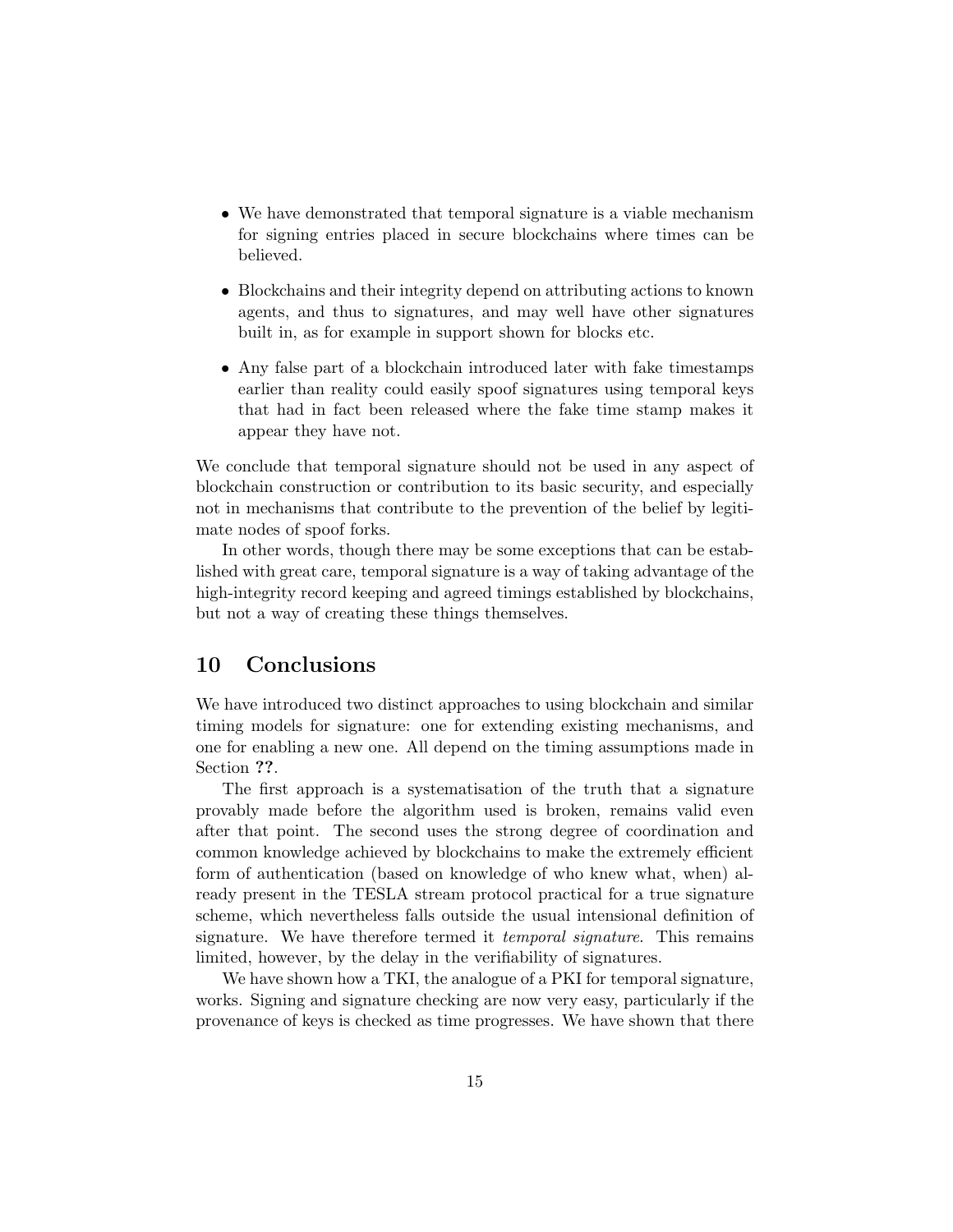- We have demonstrated that temporal signature is a viable mechanism for signing entries placed in secure blockchains where times can be believed.
- Blockchains and their integrity depend on attributing actions to known agents, and thus to signatures, and may well have other signatures built in, as for example in support shown for blocks etc.
- Any false part of a blockchain introduced later with fake timestamps earlier than reality could easily spoof signatures using temporal keys that had in fact been released where the fake time stamp makes it appear they have not.

We conclude that temporal signature should not be used in any aspect of blockchain construction or contribution to its basic security, and especially not in mechanisms that contribute to the prevention of the belief by legitimate nodes of spoof forks.

In other words, though there may be some exceptions that can be established with great care, temporal signature is a way of taking advantage of the high-integrity record keeping and agreed timings established by blockchains, but not a way of creating these things themselves.

## 10 Conclusions

We have introduced two distinct approaches to using blockchain and similar timing models for signature: one for extending existing mechanisms, and one for enabling a new one. All depend on the timing assumptions made in Section **??**.

The first approach is a systematisation of the truth that a signature provably made before the algorithm used is broken, remains valid even after that point. The second uses the strong degree of coordination and common knowledge achieved by blockchains to make the extremely efficient form of authentication (based on knowledge of who knew what, when) already present in the TESLA stream protocol practical for a true signature scheme, which nevertheless falls outside the usual intensional definition of signature. We have therefore termed it *temporal signature*. This remains limited, however, by the delay in the verifiability of signatures.

We have shown how a TKI, the analogue of a PKI for temporal signature, works. Signing and signature checking are now very easy, particularly if the provenance of keys is checked as time progresses. We have shown that there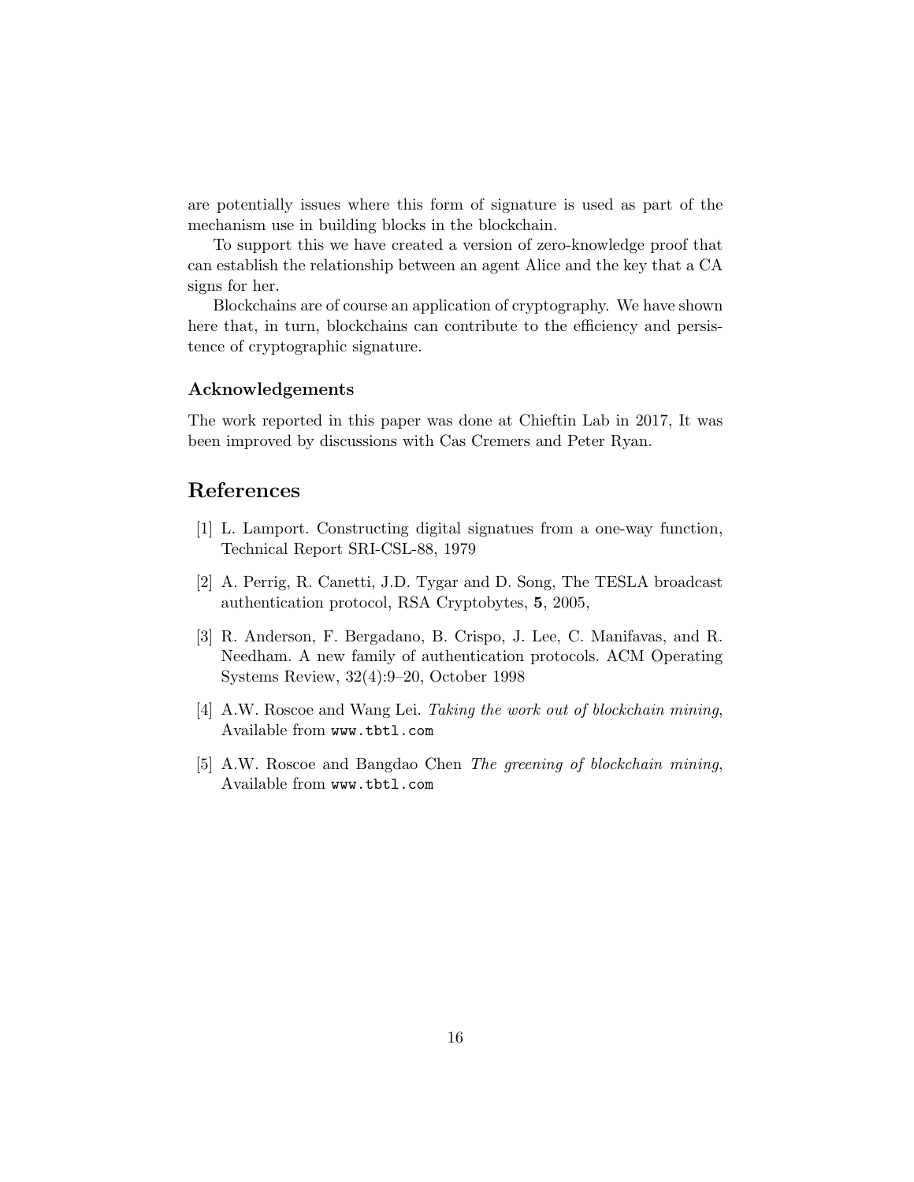are potentially issues where this form of signature is used as part of the mechanism use in building blocks in the blockchain.

To support this we have created a version of zero-knowledge proof that can establish the relationship between an agent Alice and the key that a CA signs for her.

Blockchains are of course an application of cryptography. We have shown here that, in turn, blockchains can contribute to the efficiency and persistence of cryptographic signature.

### Acknowledgements

The work reported in this paper was done at Chieftin Lab in 2017, It was been improved by discussions with Cas Cremers and Peter Ryan.

## References

[1] L. Lamport. Constructing digital signatues from a one-way function, Technical Report SRI-CSL-88, 1979

[2] A. Perrig, R. Canetti, J.D. Tygar and D. Song, The TESLA broadcast authentication protocol, RSA Cryptobytes, **5**, 2005,

[3] R. Anderson, F. Bergadano, B. Crispo, J. Lee, C. Manifavas, and R. Needham. A new family of authentication protocols. ACM Operating Systems Review, 32(4):9–20, October 1998

[4] A.W. Roscoe and Wang Lei. *Taking the work out of blockchain mining*, Available from `www.tbtl.com`

[5] A.W. Roscoe and Bangdao Chen *The greening of blockchain mining*, Available from `www.tbtl.com`